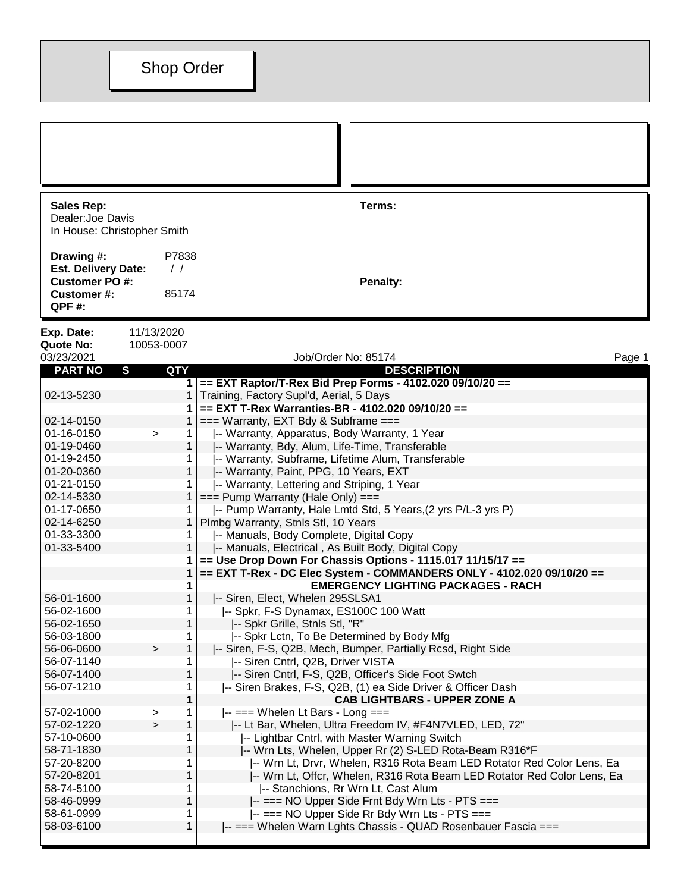# Shop Order

**Sales Rep:**
Dealer:Joe Davis
In House: Christopher Smith

**Terms:**

**Drawing #:** P7838
**Est. Delivery Date:** / /
**Customer PO #:**
**Customer #:** 85174
**QPF #:**

**Penalty:**

**Exp. Date:** 11/13/2020
**Quote No:** 10053-0007

03/23/2021 Job/Order No: 85174

| PART NO | S | QTY | DESCRIPTION |
|---|---|---|---|
| | | 1 | **== EXT Raptor/T-Rex Bid Prep Forms - 4102.020 09/10/20 ==** |
| 02-13-5230 | | 1 | Training, Factory Supl'd, Aerial, 5 Days |
| | | 1 | **== EXT T-Rex Warranties-BR - 4102.020 09/10/20 ==** |
| 02-14-0150 | | 1 | === Warranty, EXT Bdy & Subframe === |
| 01-16-0150 | > | 1 | \|-- Warranty, Apparatus, Body Warranty, 1 Year |
| 01-19-0460 | | 1 | \|-- Warranty, Bdy, Alum, Life-Time, Transferable |
| 01-19-2450 | | 1 | \|-- Warranty, Subframe, Lifetime Alum, Transferable |
| 01-20-0360 | | 1 | \|-- Warranty, Paint, PPG, 10 Years, EXT |
| 01-21-0150 | | 1 | \|-- Warranty, Lettering and Striping, 1 Year |
| 02-14-5330 | | 1 | === Pump Warranty (Hale Only) === |
| 01-17-0650 | | 1 | \|-- Pump Warranty, Hale Lmtd Std, 5 Years,(2 yrs P/L-3 yrs P) |
| 02-14-6250 | | 1 | Plmbg Warranty, Stnls Stl, 10 Years |
| 01-33-3300 | | 1 | \|-- Manuals, Body Complete, Digital Copy |
| 01-33-5400 | | 1 | \|-- Manuals, Electrical , As Built Body, Digital Copy |
| | | 1 | **== Use Drop Down For Chassis Options - 1115.017 11/15/17 ==** |
| | | 1 | **== EXT T-Rex - DC Elec System - COMMANDERS ONLY - 4102.020 09/10/20 ==** |
| | | 1 | **EMERGENCY LIGHTING PACKAGES - RACH** |
| 56-01-1600 | | 1 | \|-- Siren, Elect, Whelen 295SLSA1 |
| 56-02-1600 | | 1 | \|-- Spkr, F-S Dynamax, ES100C 100 Watt |
| 56-02-1650 | | 1 | \|-- Spkr Grille, Stnls Stl, "R" |
| 56-03-1800 | | 1 | \|-- Spkr Lctn, To Be Determined by Body Mfg |
| 56-06-0600 | > | 1 | \|-- Siren, F-S, Q2B, Mech, Bumper, Partially Rcsd, Right Side |
| 56-07-1140 | | 1 | \|-- Siren Cntrl, Q2B, Driver VISTA |
| 56-07-1400 | | 1 | \|-- Siren Cntrl, F-S, Q2B, Officer's Side Foot Swtch |
| 56-07-1210 | | 1 | \|-- Siren Brakes, F-S, Q2B, (1) ea Side Driver & Officer Dash |
| | | 1 | **CAB LIGHTBARS - UPPER ZONE A** |
| 57-02-1000 | > | 1 | \|-- === Whelen Lt Bars - Long === |
| 57-02-1220 | > | 1 | \|-- Lt Bar, Whelen, Ultra Freedom IV, #F4N7VLED, LED, 72" |
| 57-10-0600 | | 1 | \|-- Lightbar Cntrl, with Master Warning Switch |
| 58-71-1830 | | 1 | \|-- Wrn Lts, Whelen, Upper Rr (2) S-LED Rota-Beam R316*F |
| 57-20-8200 | | 1 | \|-- Wrn Lt, Drvr, Whelen, R316 Rota Beam LED Rotator Red Color Lens, Ea |
| 57-20-8201 | | 1 | \|-- Wrn Lt, Offcr, Whelen, R316 Rota Beam LED Rotator Red Color Lens, Ea |
| 58-74-5100 | | 1 | \|-- Stanchions, Rr Wrn Lt, Cast Alum |
| 58-46-0999 | | 1 | \|-- === NO Upper Side Frnt Bdy Wrn Lts - PTS === |
| 58-61-0999 | | 1 | \|-- === NO Upper Side Rr Bdy Wrn Lts - PTS === |
| 58-03-6100 | | 1 | \|-- === Whelen Warn Lghts Chassis - QUAD Rosenbauer Fascia === |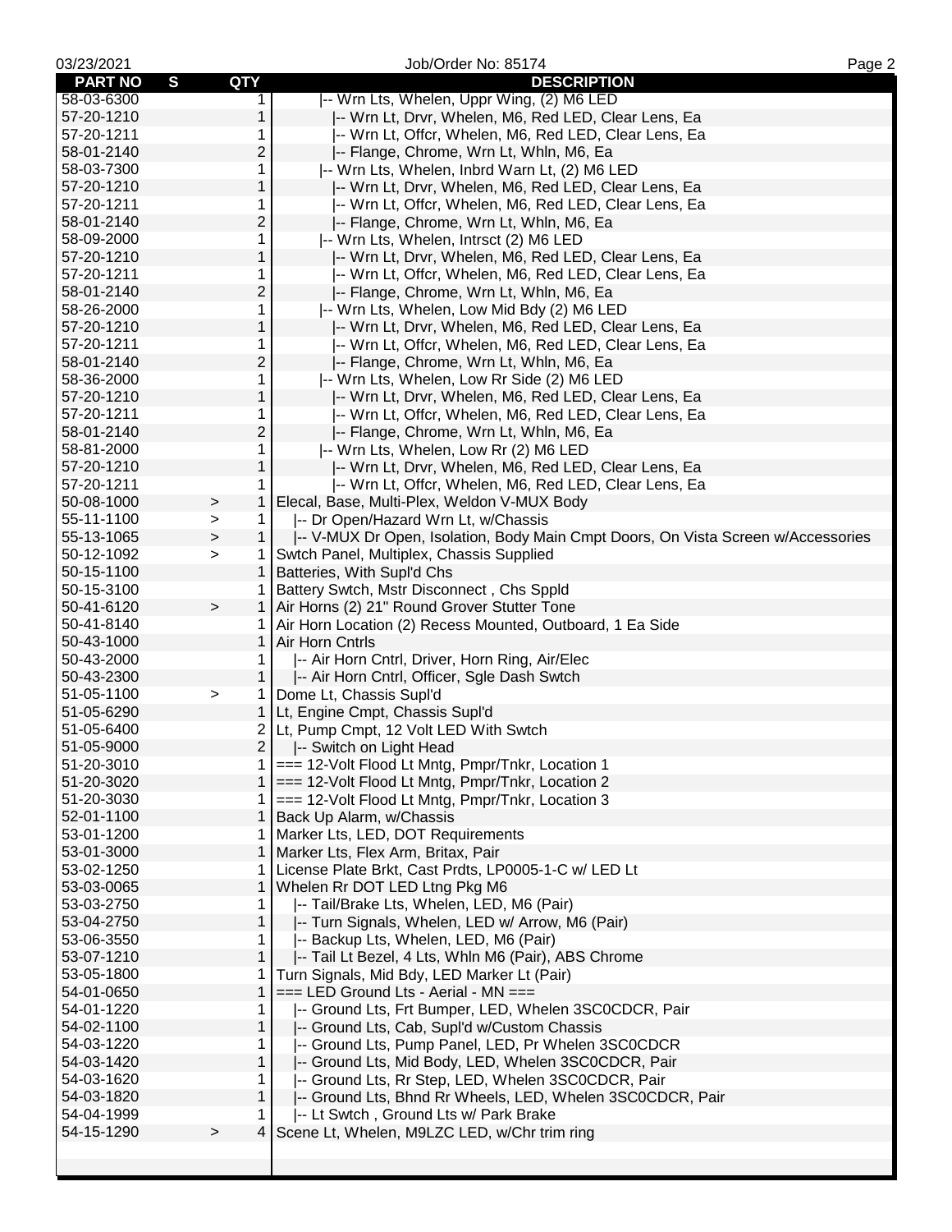| PART NO | S | QTY | DESCRIPTION |
|---|---|---|---|
| 58-03-6300 | | 1 | \|-- Wrn Lts, Whelen, Uppr Wing, (2) M6 LED |
| 57-20-1210 | | 1 | \|-- Wrn Lt, Drvr, Whelen, M6, Red LED, Clear Lens, Ea |
| 57-20-1211 | | 1 | \|-- Wrn Lt, Offcr, Whelen, M6, Red LED, Clear Lens, Ea |
| 58-01-2140 | | 2 | \|-- Flange, Chrome, Wrn Lt, Whln, M6, Ea |
| 58-03-7300 | | 1 | \|-- Wrn Lts, Whelen, Inbrd Warn Lt, (2) M6 LED |
| 57-20-1210 | | 1 | \|-- Wrn Lt, Drvr, Whelen, M6, Red LED, Clear Lens, Ea |
| 57-20-1211 | | 1 | \|-- Wrn Lt, Offcr, Whelen, M6, Red LED, Clear Lens, Ea |
| 58-01-2140 | | 2 | \|-- Flange, Chrome, Wrn Lt, Whln, M6, Ea |
| 58-09-2000 | | 1 | \|-- Wrn Lts, Whelen, Intrsct (2) M6 LED |
| 57-20-1210 | | 1 | \|-- Wrn Lt, Drvr, Whelen, M6, Red LED, Clear Lens, Ea |
| 57-20-1211 | | 1 | \|-- Wrn Lt, Offcr, Whelen, M6, Red LED, Clear Lens, Ea |
| 58-01-2140 | | 2 | \|-- Flange, Chrome, Wrn Lt, Whln, M6, Ea |
| 58-26-2000 | | 1 | \|-- Wrn Lts, Whelen, Low Mid Bdy (2) M6 LED |
| 57-20-1210 | | 1 | \|-- Wrn Lt, Drvr, Whelen, M6, Red LED, Clear Lens, Ea |
| 57-20-1211 | | 1 | \|-- Wrn Lt, Offcr, Whelen, M6, Red LED, Clear Lens, Ea |
| 58-01-2140 | | 2 | \|-- Flange, Chrome, Wrn Lt, Whln, M6, Ea |
| 58-36-2000 | | 1 | \|-- Wrn Lts, Whelen, Low Rr Side (2) M6 LED |
| 57-20-1210 | | 1 | \|-- Wrn Lt, Drvr, Whelen, M6, Red LED, Clear Lens, Ea |
| 57-20-1211 | | 1 | \|-- Wrn Lt, Offcr, Whelen, M6, Red LED, Clear Lens, Ea |
| 58-01-2140 | | 2 | \|-- Flange, Chrome, Wrn Lt, Whln, M6, Ea |
| 58-81-2000 | | 1 | \|-- Wrn Lts, Whelen, Low Rr (2) M6 LED |
| 57-20-1210 | | 1 | \|-- Wrn Lt, Drvr, Whelen, M6, Red LED, Clear Lens, Ea |
| 57-20-1211 | | 1 | \|-- Wrn Lt, Offcr, Whelen, M6, Red LED, Clear Lens, Ea |
| 50-08-1000 | > | 1 | Elecal, Base, Multi-Plex, Weldon V-MUX Body |
| 55-11-1100 | > | 1 | \|-- Dr Open/Hazard Wrn Lt, w/Chassis |
| 55-13-1065 | > | 1 | \|-- V-MUX Dr Open, Isolation, Body Main Cmpt Doors, On Vista Screen w/Accessories |
| 50-12-1092 | > | 1 | Swtch Panel, Multiplex, Chassis Supplied |
| 50-15-1100 | | 1 | Batteries, With Supl'd Chs |
| 50-15-3100 | | 1 | Battery Swtch, Mstr Disconnect , Chs Sppld |
| 50-41-6120 | > | 1 | Air Horns (2) 21" Round Grover Stutter Tone |
| 50-41-8140 | | 1 | Air Horn Location (2) Recess Mounted, Outboard, 1 Ea Side |
| 50-43-1000 | | 1 | Air Horn Cntrls |
| 50-43-2000 | | 1 | \|-- Air Horn Cntrl, Driver, Horn Ring, Air/Elec |
| 50-43-2300 | | 1 | \|-- Air Horn Cntrl, Officer, Sgle Dash Swtch |
| 51-05-1100 | > | 1 | Dome Lt, Chassis Supl'd |
| 51-05-6290 | | 1 | Lt, Engine Cmpt, Chassis Supl'd |
| 51-05-6400 | | 2 | Lt, Pump Cmpt, 12 Volt LED With Swtch |
| 51-05-9000 | | 2 | \|-- Switch on Light Head |
| 51-20-3010 | | 1 | === 12-Volt Flood Lt Mntg, Pmpr/Tnkr, Location 1 |
| 51-20-3020 | | 1 | === 12-Volt Flood Lt Mntg, Pmpr/Tnkr, Location 2 |
| 51-20-3030 | | 1 | === 12-Volt Flood Lt Mntg, Pmpr/Tnkr, Location 3 |
| 52-01-1100 | | 1 | Back Up Alarm, w/Chassis |
| 53-01-1200 | | 1 | Marker Lts, LED, DOT Requirements |
| 53-01-3000 | | 1 | Marker Lts, Flex Arm, Britax, Pair |
| 53-02-1250 | | 1 | License Plate Brkt, Cast Prdts, LP0005-1-C w/ LED Lt |
| 53-03-0065 | | 1 | Whelen Rr DOT LED Ltng Pkg M6 |
| 53-03-2750 | | 1 | \|-- Tail/Brake Lts, Whelen, LED, M6 (Pair) |
| 53-04-2750 | | 1 | \|-- Turn Signals, Whelen, LED w/ Arrow, M6 (Pair) |
| 53-06-3550 | | 1 | \|-- Backup Lts, Whelen, LED, M6 (Pair) |
| 53-07-1210 | | 1 | \|-- Tail Lt Bezel, 4 Lts, Whln M6 (Pair), ABS Chrome |
| 53-05-1800 | | 1 | Turn Signals, Mid Bdy, LED Marker Lt (Pair) |
| 54-01-0650 | | 1 | === LED Ground Lts - Aerial - MN === |
| 54-01-1220 | | 1 | \|-- Ground Lts, Frt Bumper, LED, Whelen 3SC0CDCR, Pair |
| 54-02-1100 | | 1 | \|-- Ground Lts, Cab, Supl'd w/Custom Chassis |
| 54-03-1220 | | 1 | \|-- Ground Lts, Pump Panel, LED, Pr Whelen 3SC0CDCR |
| 54-03-1420 | | 1 | \|-- Ground Lts, Mid Body, LED, Whelen 3SC0CDCR, Pair |
| 54-03-1620 | | 1 | \|-- Ground Lts, Rr Step, LED, Whelen 3SC0CDCR, Pair |
| 54-03-1820 | | 1 | \|-- Ground Lts, Bhnd Rr Wheels, LED, Whelen 3SC0CDCR, Pair |
| 54-04-1999 | | 1 | \|-- Lt Swtch , Ground Lts w/ Park Brake |
| 54-15-1290 | > | 4 | Scene Lt, Whelen, M9LZC LED, w/Chr trim ring |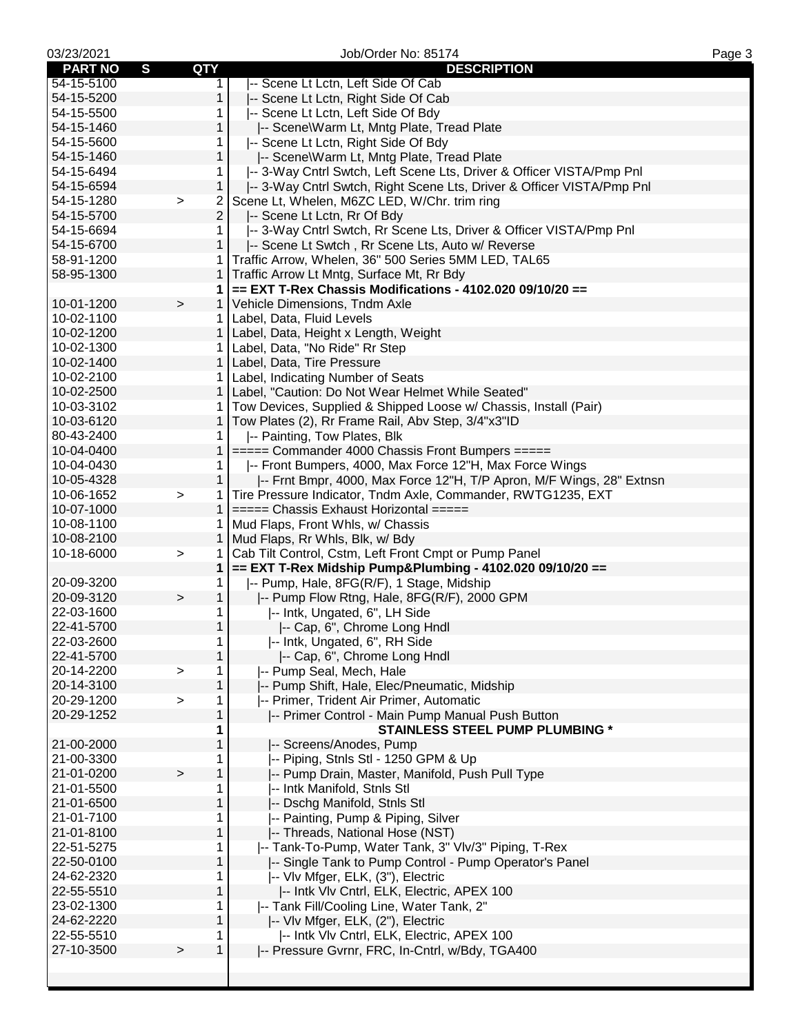| PART NO | S | QTY | DESCRIPTION |
|---|---|---|---|
| 54-15-5100 | | 1 | \|-- Scene Lt Lctn, Left Side Of Cab |
| 54-15-5200 | | 1 | \|-- Scene Lt Lctn, Right Side Of Cab |
| 54-15-5500 | | 1 | \|-- Scene Lt Lctn, Left Side Of Bdy |
| 54-15-1460 | | 1 | \|-- Scene\Warm Lt, Mntg Plate, Tread Plate |
| 54-15-5600 | | 1 | \|-- Scene Lt Lctn, Right Side Of Bdy |
| 54-15-1460 | | 1 | \|-- Scene\Warm Lt, Mntg Plate, Tread Plate |
| 54-15-6494 | | 1 | \|-- 3-Way Cntrl Swtch, Left Scene Lts, Driver & Officer VISTA/Pmp Pnl |
| 54-15-6594 | | 1 | \|-- 3-Way Cntrl Swtch, Right Scene Lts, Driver & Officer VISTA/Pmp Pnl |
| 54-15-1280 | > | 2 | Scene Lt, Whelen, M6ZC LED, W/Chr. trim ring |
| 54-15-5700 | | 2 | \|-- Scene Lt Lctn, Rr Of Bdy |
| 54-15-6694 | | 1 | \|-- 3-Way Cntrl Swtch, Rr Scene Lts, Driver & Officer VISTA/Pmp Pnl |
| 54-15-6700 | | 1 | \|-- Scene Lt Swtch , Rr Scene Lts, Auto w/ Reverse |
| 58-91-1200 | | 1 | Traffic Arrow, Whelen, 36" 500 Series 5MM LED, TAL65 |
| 58-95-1300 | | 1 | Traffic Arrow Lt Mntg, Surface Mt, Rr Bdy |
| | | **1** | **== EXT T-Rex Chassis Modifications - 4102.020 09/10/20 ==** |
| 10-01-1200 | > | 1 | Vehicle Dimensions, Tndm Axle |
| 10-02-1100 | | 1 | Label, Data, Fluid Levels |
| 10-02-1200 | | 1 | Label, Data, Height x Length, Weight |
| 10-02-1300 | | 1 | Label, Data, "No Ride" Rr Step |
| 10-02-1400 | | 1 | Label, Data, Tire Pressure |
| 10-02-2100 | | 1 | Label, Indicating Number of Seats |
| 10-02-2500 | | 1 | Label, "Caution: Do Not Wear Helmet While Seated" |
| 10-03-3102 | | 1 | Tow Devices, Supplied & Shipped Loose w/ Chassis, Install (Pair) |
| 10-03-6120 | | 1 | Tow Plates (2), Rr Frame Rail, Abv Step, 3/4"x3"ID |
| 80-43-2400 | | 1 | \|-- Painting, Tow Plates, Blk |
| 10-04-0400 | | 1 | ===== Commander 4000 Chassis Front Bumpers ===== |
| 10-04-0430 | | 1 | \|-- Front Bumpers, 4000, Max Force 12"H, Max Force Wings |
| 10-05-4328 | | 1 | \|-- Frnt Bmpr, 4000, Max Force 12"H, T/P Apron, M/F Wings, 28" Extnsn |
| 10-06-1652 | > | 1 | Tire Pressure Indicator, Tndm Axle, Commander, RWTG1235, EXT |
| 10-07-1000 | | 1 | ===== Chassis Exhaust Horizontal ===== |
| 10-08-1100 | | 1 | Mud Flaps, Front Whls, w/ Chassis |
| 10-08-2100 | | 1 | Mud Flaps, Rr Whls, Blk, w/ Bdy |
| 10-18-6000 | > | 1 | Cab Tilt Control, Cstm, Left Front Cmpt or Pump Panel |
| | | **1** | **== EXT T-Rex Midship Pump&Plumbing - 4102.020 09/10/20 ==** |
| 20-09-3200 | | 1 | \|-- Pump, Hale, 8FG(R/F), 1 Stage, Midship |
| 20-09-3120 | > | 1 | \|-- Pump Flow Rtng, Hale, 8FG(R/F), 2000 GPM |
| 22-03-1600 | | 1 | \|-- Intk, Ungated, 6", LH Side |
| 22-41-5700 | | 1 | \|-- Cap, 6", Chrome Long Hndl |
| 22-03-2600 | | 1 | \|-- Intk, Ungated, 6", RH Side |
| 22-41-5700 | | 1 | \|-- Cap, 6", Chrome Long Hndl |
| 20-14-2200 | > | 1 | \|-- Pump Seal, Mech, Hale |
| 20-14-3100 | | 1 | \|-- Pump Shift, Hale, Elec/Pneumatic, Midship |
| 20-29-1200 | > | 1 | \|-- Primer, Trident Air Primer, Automatic |
| 20-29-1252 | | 1 | \|-- Primer Control - Main Pump Manual Push Button |
| | | **1** | **STAINLESS STEEL PUMP PLUMBING *** |
| 21-00-2000 | | 1 | \|-- Screens/Anodes, Pump |
| 21-00-3300 | | 1 | \|-- Piping, Stnls Stl - 1250 GPM & Up |
| 21-01-0200 | > | 1 | \|-- Pump Drain, Master, Manifold, Push Pull Type |
| 21-01-5500 | | 1 | \|-- Intk Manifold, Stnls Stl |
| 21-01-6500 | | 1 | \|-- Dschg Manifold, Stnls Stl |
| 21-01-7100 | | 1 | \|-- Painting, Pump & Piping, Silver |
| 21-01-8100 | | 1 | \|-- Threads, National Hose (NST) |
| 22-51-5275 | | 1 | \|-- Tank-To-Pump, Water Tank, 3" Vlv/3" Piping, T-Rex |
| 22-50-0100 | | 1 | \|-- Single Tank to Pump Control - Pump Operator's Panel |
| 24-62-2320 | | 1 | \|-- Vlv Mfger, ELK, (3"), Electric |
| 22-55-5510 | | 1 | \|-- Intk Vlv Cntrl, ELK, Electric, APEX 100 |
| 23-02-1300 | | 1 | \|-- Tank Fill/Cooling Line, Water Tank, 2" |
| 24-62-2220 | | 1 | \|-- Vlv Mfger, ELK, (2"), Electric |
| 22-55-5510 | | 1 | \|-- Intk Vlv Cntrl, ELK, Electric, APEX 100 |
| 27-10-3500 | > | 1 | \|-- Pressure Gvrnr, FRC, In-Cntrl, w/Bdy, TGA400 |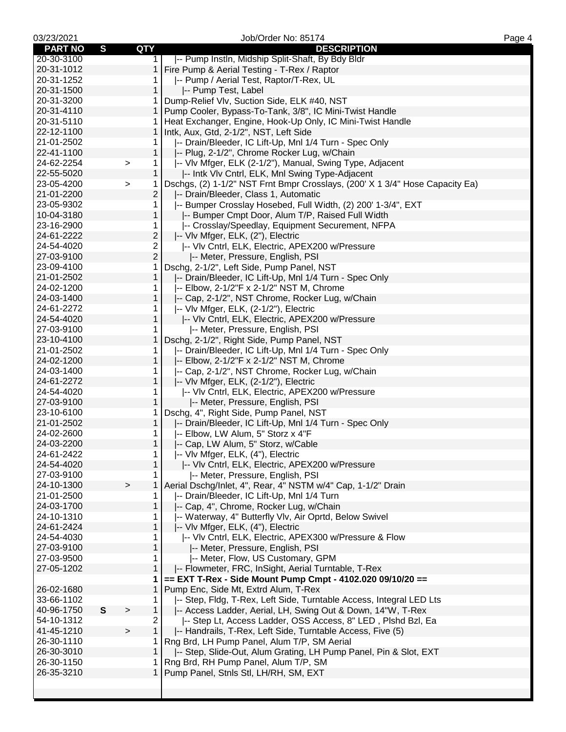| PART NO | S | QTY | DESCRIPTION |
|---|---|---|---|
| 20-30-3100 | | 1 | \|-- Pump Instln, Midship Split-Shaft, By Bdy Bldr |
| 20-31-1012 | | 1 | Fire Pump & Aerial Testing - T-Rex / Raptor |
| 20-31-1252 | | 1 | \|-- Pump / Aerial Test, Raptor/T-Rex, UL |
| 20-31-1500 | | 1 | \|-- Pump Test, Label |
| 20-31-3200 | | 1 | Dump-Relief Vlv, Suction Side, ELK #40, NST |
| 20-31-4110 | | 1 | Pump Cooler, Bypass-To-Tank, 3/8", IC Mini-Twist Handle |
| 20-31-5110 | | 1 | Heat Exchanger, Engine, Hook-Up Only, IC Mini-Twist Handle |
| 22-12-1100 | | 1 | Intk, Aux, Gtd, 2-1/2", NST, Left Side |
| 21-01-2502 | | 1 | \|-- Drain/Bleeder, IC Lift-Up, Mnl 1/4 Turn - Spec Only |
| 22-41-1100 | | 1 | \|-- Plug, 2-1/2", Chrome Rocker Lug, w/Chain |
| 24-62-2254 | > | 1 | \|-- Vlv Mfger, ELK (2-1/2"), Manual, Swing Type, Adjacent |
| 22-55-5020 | | 1 | \|-- Intk Vlv Cntrl, ELK, Mnl Swing Type-Adjacent |
| 23-05-4200 | > | 1 | Dschgs, (2) 1-1/2" NST Frnt Bmpr Crosslays, (200' X 1 3/4" Hose Capacity Ea) |
| 21-01-2200 | | 2 | \|-- Drain/Bleeder, Class 1, Automatic |
| 23-05-9302 | | 1 | \|-- Bumper Crosslay Hosebed, Full Width, (2) 200' 1-3/4", EXT |
| 10-04-3180 | | 1 | \|-- Bumper Cmpt Door, Alum T/P, Raised Full Width |
| 23-16-2900 | | 1 | \|-- Crosslay/Speedlay, Equipment Securement, NFPA |
| 24-61-2222 | | 2 | \|-- Vlv Mfger, ELK, (2"), Electric |
| 24-54-4020 | | 2 | \|-- Vlv Cntrl, ELK, Electric, APEX200 w/Pressure |
| 27-03-9100 | | 2 | \|-- Meter, Pressure, English, PSI |
| 23-09-4100 | | 1 | Dschg, 2-1/2", Left Side, Pump Panel, NST |
| 21-01-2502 | | 1 | \|-- Drain/Bleeder, IC Lift-Up, Mnl 1/4 Turn - Spec Only |
| 24-02-1200 | | 1 | \|-- Elbow, 2-1/2"F x 2-1/2" NST M, Chrome |
| 24-03-1400 | | 1 | \|-- Cap, 2-1/2", NST Chrome, Rocker Lug, w/Chain |
| 24-61-2272 | | 1 | \|-- Vlv Mfger, ELK, (2-1/2"), Electric |
| 24-54-4020 | | 1 | \|-- Vlv Cntrl, ELK, Electric, APEX200 w/Pressure |
| 27-03-9100 | | 1 | \|-- Meter, Pressure, English, PSI |
| 23-10-4100 | | 1 | Dschg, 2-1/2", Right Side, Pump Panel, NST |
| 21-01-2502 | | 1 | \|-- Drain/Bleeder, IC Lift-Up, Mnl 1/4 Turn - Spec Only |
| 24-02-1200 | | 1 | \|-- Elbow, 2-1/2"F x 2-1/2" NST M, Chrome |
| 24-03-1400 | | 1 | \|-- Cap, 2-1/2", NST Chrome, Rocker Lug, w/Chain |
| 24-61-2272 | | 1 | \|-- Vlv Mfger, ELK, (2-1/2"), Electric |
| 24-54-4020 | | 1 | \|-- Vlv Cntrl, ELK, Electric, APEX200 w/Pressure |
| 27-03-9100 | | 1 | \|-- Meter, Pressure, English, PSI |
| 23-10-6100 | | 1 | Dschg, 4", Right Side, Pump Panel, NST |
| 21-01-2502 | | 1 | \|-- Drain/Bleeder, IC Lift-Up, Mnl 1/4 Turn - Spec Only |
| 24-02-2600 | | 1 | \|-- Elbow, LW Alum, 5" Storz x 4"F |
| 24-03-2200 | | 1 | \|-- Cap, LW Alum, 5" Storz, w/Cable |
| 24-61-2422 | | 1 | \|-- Vlv Mfger, ELK, (4"), Electric |
| 24-54-4020 | | 1 | \|-- Vlv Cntrl, ELK, Electric, APEX200 w/Pressure |
| 27-03-9100 | | 1 | \|-- Meter, Pressure, English, PSI |
| 24-10-1300 | > | 1 | Aerial Dschg/Inlet, 4", Rear, 4" NSTM w/4" Cap, 1-1/2" Drain |
| 21-01-2500 | | 1 | \|-- Drain/Bleeder, IC Lift-Up, Mnl 1/4 Turn |
| 24-03-1700 | | 1 | \|-- Cap, 4", Chrome, Rocker Lug, w/Chain |
| 24-10-1310 | | 1 | \|-- Waterway, 4" Butterfly Vlv, Air Oprtd, Below Swivel |
| 24-61-2424 | | 1 | \|-- Vlv Mfger, ELK, (4"), Electric |
| 24-54-4030 | | 1 | \|-- Vlv Cntrl, ELK, Electric, APEX300 w/Pressure & Flow |
| 27-03-9100 | | 1 | \|-- Meter, Pressure, English, PSI |
| 27-03-9500 | | 1 | \|-- Meter, Flow, US Customary, GPM |
| 27-05-1202 | | 1 | \|-- Flowmeter, FRC, InSight, Aerial Turntable, T-Rex |
| | | **1** | **== EXT T-Rex - Side Mount Pump Cmpt - 4102.020 09/10/20 ==** |
| 26-02-1680 | | 1 | Pump Enc, Side Mt, Extrd Alum, T-Rex |
| 33-66-1102 | | 1 | \|-- Step, Fldg, T-Rex, Left Side, Turntable Access, Integral LED Lts |
| 40-96-1750 | **S** > | 1 | \|-- Access Ladder, Aerial, LH, Swing Out & Down, 14"W, T-Rex |
| 54-10-1312 | | 2 | \|-- Step Lt, Access Ladder, OSS Access, 8" LED , Plshd Bzl, Ea |
| 41-45-1210 | > | 1 | \|-- Handrails, T-Rex, Left Side, Turntable Access, Five (5) |
| 26-30-1110 | | 1 | Rng Brd, LH Pump Panel, Alum T/P, SM Aerial |
| 26-30-3010 | | 1 | \|-- Step, Slide-Out, Alum Grating, LH Pump Panel, Pin & Slot, EXT |
| 26-30-1150 | | 1 | Rng Brd, RH Pump Panel, Alum T/P, SM |
| 26-35-3210 | | 1 | Pump Panel, Stnls Stl, LH/RH, SM, EXT |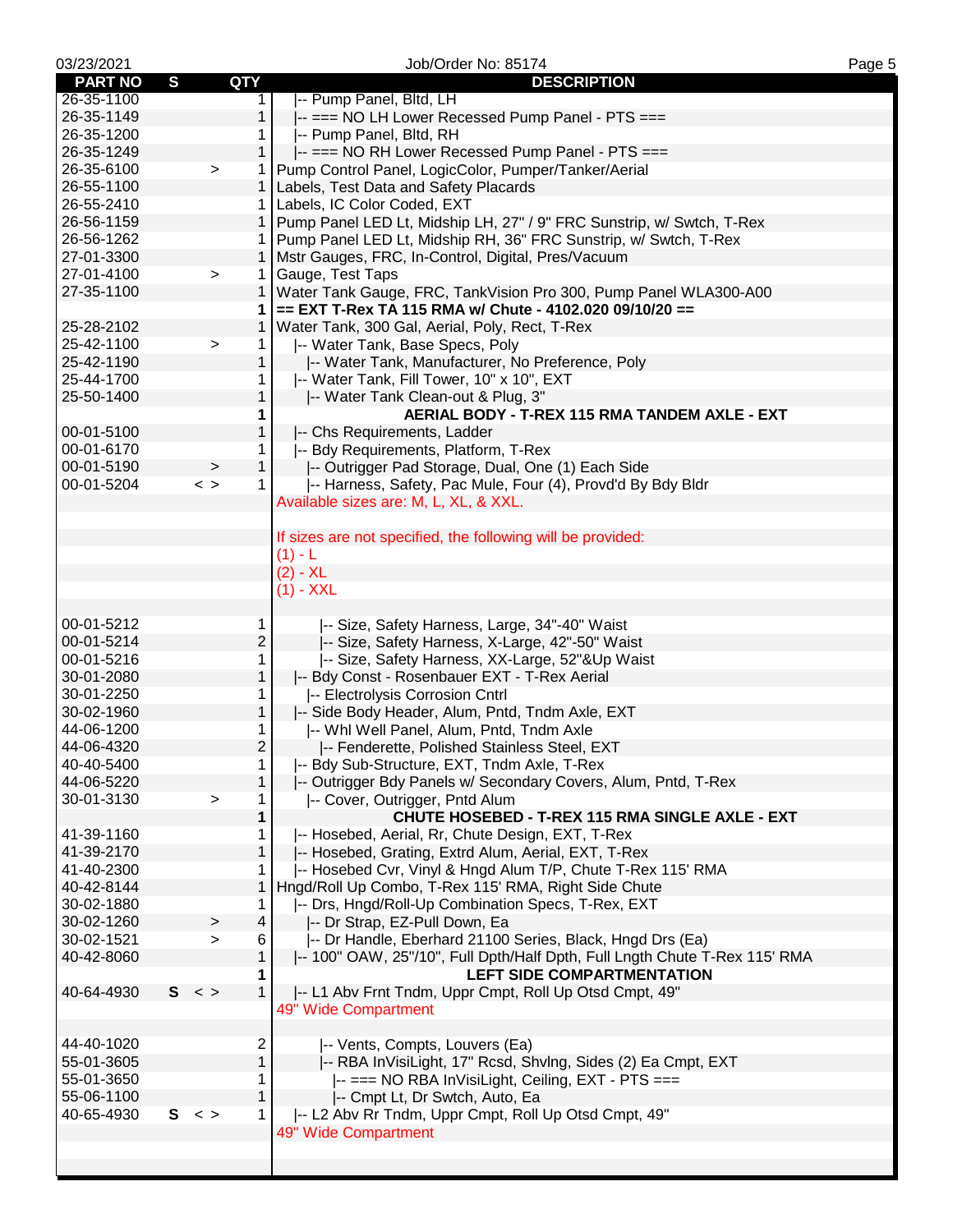| PART NO | S | QTY | DESCRIPTION |
|---|---|---|---|
| 26-35-1100 | | 1 | \|-- Pump Panel, Bltd, LH |
| 26-35-1149 | | 1 | \|-- === NO LH Lower Recessed Pump Panel - PTS === |
| 26-35-1200 | | 1 | \|-- Pump Panel, Bltd, RH |
| 26-35-1249 | | 1 | \|-- === NO RH Lower Recessed Pump Panel - PTS === |
| 26-35-6100 | > | 1 | Pump Control Panel, LogicColor, Pumper/Tanker/Aerial |
| 26-55-1100 | | 1 | Labels, Test Data and Safety Placards |
| 26-55-2410 | | 1 | Labels, IC Color Coded, EXT |
| 26-56-1159 | | 1 | Pump Panel LED Lt, Midship LH, 27" / 9" FRC Sunstrip, w/ Swtch, T-Rex |
| 26-56-1262 | | 1 | Pump Panel LED Lt, Midship RH, 36" FRC Sunstrip, w/ Swtch, T-Rex |
| 27-01-3300 | | 1 | Mstr Gauges, FRC, In-Control, Digital, Pres/Vacuum |
| 27-01-4100 | > | 1 | Gauge, Test Taps |
| 27-35-1100 | | 1 | Water Tank Gauge, FRC, TankVision Pro 300, Pump Panel WLA300-A00 |
| | | **1** | **== EXT T-Rex TA 115 RMA w/ Chute - 4102.020 09/10/20 ==** |
| 25-28-2102 | | 1 | Water Tank, 300 Gal, Aerial, Poly, Rect, T-Rex |
| 25-42-1100 | > | 1 | \|-- Water Tank, Base Specs, Poly |
| 25-42-1190 | | 1 | \|-- Water Tank, Manufacturer, No Preference, Poly |
| 25-44-1700 | | 1 | \|-- Water Tank, Fill Tower, 10" x 10", EXT |
| 25-50-1400 | | 1 | \|-- Water Tank Clean-out & Plug, 3" |
| | | **1** | **AERIAL BODY - T-REX 115 RMA TANDEM AXLE - EXT** |
| 00-01-5100 | | 1 | \|-- Chs Requirements, Ladder |
| 00-01-6170 | | 1 | \|-- Bdy Requirements, Platform, T-Rex |
| 00-01-5190 | > | 1 | \|-- Outrigger Pad Storage, Dual, One (1) Each Side |
| 00-01-5204 | < > | 1 | \|-- Harness, Safety, Pac Mule, Four (4), Provd'd By Bdy Bldr |
| | | | Available sizes are: M, L, XL, & XXL. |
| | | | |
| | | | If sizes are not specified, the following will be provided: |
| | | | (1) - L |
| | | | (2) - XL |
| | | | (1) - XXL |
| | | | |
| 00-01-5212 | | 1 | \|-- Size, Safety Harness, Large, 34"-40" Waist |
| 00-01-5214 | | 2 | \|-- Size, Safety Harness, X-Large, 42"-50" Waist |
| 00-01-5216 | | 1 | \|-- Size, Safety Harness, XX-Large, 52"&Up Waist |
| 30-01-2080 | | 1 | \|-- Bdy Const - Rosenbauer EXT - T-Rex Aerial |
| 30-01-2250 | | 1 | \|-- Electrolysis Corrosion Cntrl |
| 30-02-1960 | | 1 | \|-- Side Body Header, Alum, Pntd, Tndm Axle, EXT |
| 44-06-1200 | | 1 | \|-- Whl Well Panel, Alum, Pntd, Tndm Axle |
| 44-06-4320 | | 2 | \|-- Fenderette, Polished Stainless Steel, EXT |
| 40-40-5400 | | 1 | \|-- Bdy Sub-Structure, EXT, Tndm Axle, T-Rex |
| 44-06-5220 | | 1 | \|-- Outrigger Bdy Panels w/ Secondary Covers, Alum, Pntd, T-Rex |
| 30-01-3130 | > | 1 | \|-- Cover, Outrigger, Pntd Alum |
| | | **1** | **CHUTE HOSEBED - T-REX 115 RMA SINGLE AXLE - EXT** |
| 41-39-1160 | | 1 | \|-- Hosebed, Aerial, Rr, Chute Design, EXT, T-Rex |
| 41-39-2170 | | 1 | \|-- Hosebed, Grating, Extrd Alum, Aerial, EXT, T-Rex |
| 41-40-2300 | | 1 | \|-- Hosebed Cvr, Vinyl & Hngd Alum T/P, Chute T-Rex 115' RMA |
| 40-42-8144 | | 1 | Hngd/Roll Up Combo, T-Rex 115' RMA, Right Side Chute |
| 30-02-1880 | | 1 | \|-- Drs, Hngd/Roll-Up Combination Specs, T-Rex, EXT |
| 30-02-1260 | > | 4 | \|-- Dr Strap, EZ-Pull Down, Ea |
| 30-02-1521 | > | 6 | \|-- Dr Handle, Eberhard 21100 Series, Black, Hngd Drs (Ea) |
| 40-42-8060 | | 1 | \|-- 100" OAW, 25"/10", Full Dpth/Half Dpth, Full Lngth Chute T-Rex 115' RMA |
| | | **1** | **LEFT SIDE COMPARTMENTATION** |
| 40-64-4930 | **S** < > | 1 | \|-- L1 Abv Frnt Tndm, Uppr Cmpt, Roll Up Otsd Cmpt, 49" |
| | | | 49" Wide Compartment |
| | | | |
| 44-40-1020 | | 2 | \|-- Vents, Compts, Louvers (Ea) |
| 55-01-3605 | | 1 | \|-- RBA InVisiLight, 17" Rcsd, Shvlng, Sides (2) Ea Cmpt, EXT |
| 55-01-3650 | | 1 | \|-- === NO RBA InVisiLight, Ceiling, EXT - PTS === |
| 55-06-1100 | | 1 | \|-- Cmpt Lt, Dr Swtch, Auto, Ea |
| 40-65-4930 | **S** < > | 1 | \|-- L2 Abv Rr Tndm, Uppr Cmpt, Roll Up Otsd Cmpt, 49" |
| | | | 49" Wide Compartment |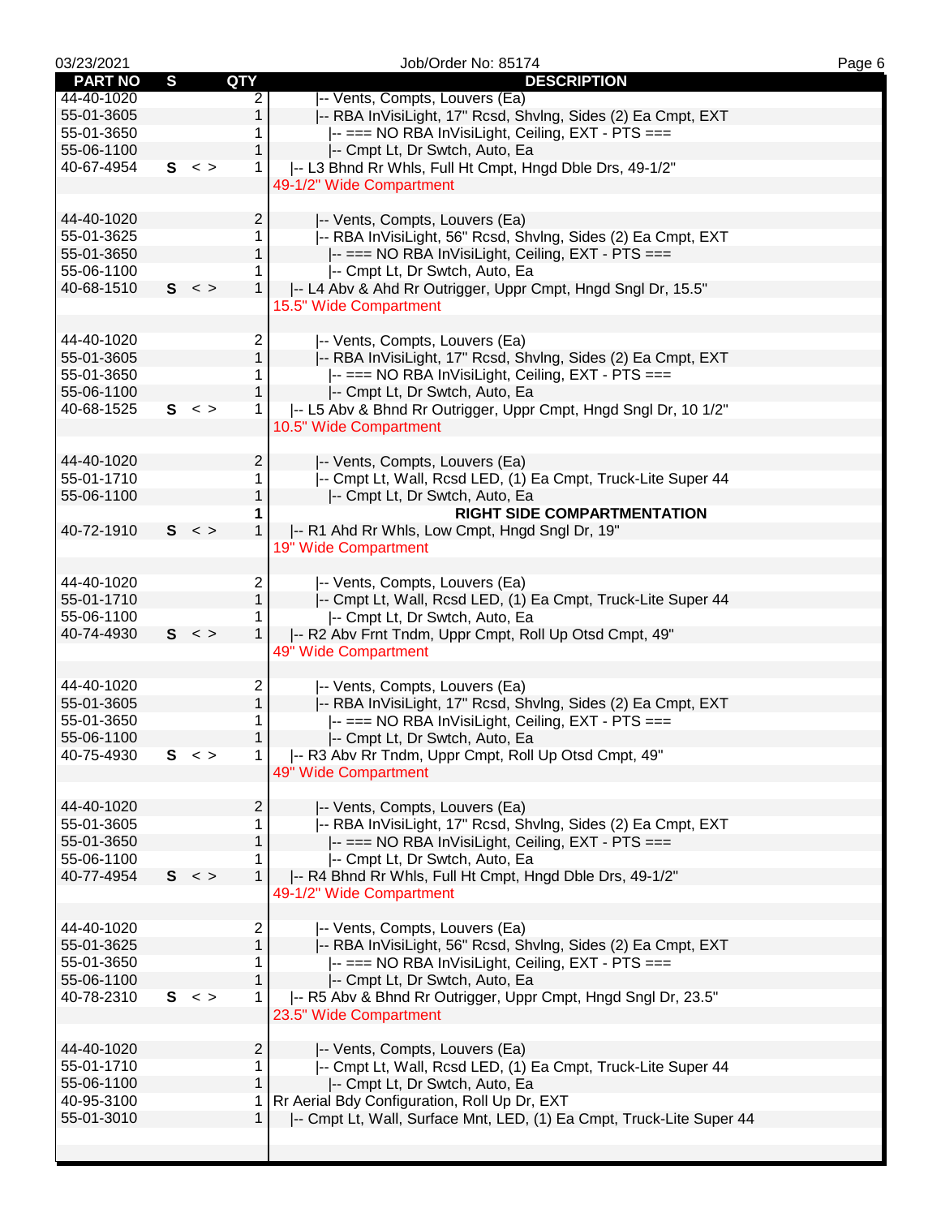| PART NO | S | | QTY | DESCRIPTION |
|---|---|---|---|---|
| 44-40-1020 | | | 2 | \|-- Vents, Compts, Louvers (Ea) |
| 55-01-3605 | | | 1 | \|-- RBA InVisiLight, 17" Rcsd, Shvlng, Sides (2) Ea Cmpt, EXT |
| 55-01-3650 | | | 1 | \|-- === NO RBA InVisiLight, Ceiling, EXT - PTS === |
| 55-06-1100 | | | 1 | \|-- Cmpt Lt, Dr Swtch, Auto, Ea |
| 40-67-4954 | S | < > | 1 | \|-- L3 Bhnd Rr Whls, Full Ht Cmpt, Hngd Dble Drs, 49-1/2" |
| | | | | 49-1/2" Wide Compartment |
| | | | | |
| 44-40-1020 | | | 2 | \|-- Vents, Compts, Louvers (Ea) |
| 55-01-3625 | | | 1 | \|-- RBA InVisiLight, 56" Rcsd, Shvlng, Sides (2) Ea Cmpt, EXT |
| 55-01-3650 | | | 1 | \|-- === NO RBA InVisiLight, Ceiling, EXT - PTS === |
| 55-06-1100 | | | 1 | \|-- Cmpt Lt, Dr Swtch, Auto, Ea |
| 40-68-1510 | S | < > | 1 | \|-- L4 Abv & Ahd Rr Outrigger, Uppr Cmpt, Hngd Sngl Dr, 15.5" |
| | | | | 15.5" Wide Compartment |
| | | | | |
| 44-40-1020 | | | 2 | \|-- Vents, Compts, Louvers (Ea) |
| 55-01-3605 | | | 1 | \|-- RBA InVisiLight, 17" Rcsd, Shvlng, Sides (2) Ea Cmpt, EXT |
| 55-01-3650 | | | 1 | \|-- === NO RBA InVisiLight, Ceiling, EXT - PTS === |
| 55-06-1100 | | | 1 | \|-- Cmpt Lt, Dr Swtch, Auto, Ea |
| 40-68-1525 | S | < > | 1 | \|-- L5 Abv & Bhnd Rr Outrigger, Uppr Cmpt, Hngd Sngl Dr, 10 1/2" |
| | | | | 10.5" Wide Compartment |
| | | | | |
| 44-40-1020 | | | 2 | \|-- Vents, Compts, Louvers (Ea) |
| 55-01-1710 | | | 1 | \|-- Cmpt Lt, Wall, Rcsd LED, (1) Ea Cmpt, Truck-Lite Super 44 |
| 55-06-1100 | | | 1 | \|-- Cmpt Lt, Dr Swtch, Auto, Ea |
| | | | **1** | **RIGHT SIDE COMPARTMENTATION** |
| 40-72-1910 | S | < > | 1 | \|-- R1 Ahd Rr Whls, Low Cmpt, Hngd Sngl Dr, 19" |
| | | | | 19" Wide Compartment |
| | | | | |
| 44-40-1020 | | | 2 | \|-- Vents, Compts, Louvers (Ea) |
| 55-01-1710 | | | 1 | \|-- Cmpt Lt, Wall, Rcsd LED, (1) Ea Cmpt, Truck-Lite Super 44 |
| 55-06-1100 | | | 1 | \|-- Cmpt Lt, Dr Swtch, Auto, Ea |
| 40-74-4930 | S | < > | 1 | \|-- R2 Abv Frnt Tndm, Uppr Cmpt, Roll Up Otsd Cmpt, 49" |
| | | | | 49" Wide Compartment |
| | | | | |
| 44-40-1020 | | | 2 | \|-- Vents, Compts, Louvers (Ea) |
| 55-01-3605 | | | 1 | \|-- RBA InVisiLight, 17" Rcsd, Shvlng, Sides (2) Ea Cmpt, EXT |
| 55-01-3650 | | | 1 | \|-- === NO RBA InVisiLight, Ceiling, EXT - PTS === |
| 55-06-1100 | | | 1 | \|-- Cmpt Lt, Dr Swtch, Auto, Ea |
| 40-75-4930 | S | < > | 1 | \|-- R3 Abv Rr Tndm, Uppr Cmpt, Roll Up Otsd Cmpt, 49" |
| | | | | 49" Wide Compartment |
| | | | | |
| 44-40-1020 | | | 2 | \|-- Vents, Compts, Louvers (Ea) |
| 55-01-3605 | | | 1 | \|-- RBA InVisiLight, 17" Rcsd, Shvlng, Sides (2) Ea Cmpt, EXT |
| 55-01-3650 | | | 1 | \|-- === NO RBA InVisiLight, Ceiling, EXT - PTS === |
| 55-06-1100 | | | 1 | \|-- Cmpt Lt, Dr Swtch, Auto, Ea |
| 40-77-4954 | S | < > | 1 | \|-- R4 Bhnd Rr Whls, Full Ht Cmpt, Hngd Dble Drs, 49-1/2" |
| | | | | 49-1/2" Wide Compartment |
| | | | | |
| 44-40-1020 | | | 2 | \|-- Vents, Compts, Louvers (Ea) |
| 55-01-3625 | | | 1 | \|-- RBA InVisiLight, 56" Rcsd, Shvlng, Sides (2) Ea Cmpt, EXT |
| 55-01-3650 | | | 1 | \|-- === NO RBA InVisiLight, Ceiling, EXT - PTS === |
| 55-06-1100 | | | 1 | \|-- Cmpt Lt, Dr Swtch, Auto, Ea |
| 40-78-2310 | S | < > | 1 | \|-- R5 Abv & Bhnd Rr Outrigger, Uppr Cmpt, Hngd Sngl Dr, 23.5" |
| | | | | 23.5" Wide Compartment |
| | | | | |
| 44-40-1020 | | | 2 | \|-- Vents, Compts, Louvers (Ea) |
| 55-01-1710 | | | 1 | \|-- Cmpt Lt, Wall, Rcsd LED, (1) Ea Cmpt, Truck-Lite Super 44 |
| 55-06-1100 | | | 1 | \|-- Cmpt Lt, Dr Swtch, Auto, Ea |
| 40-95-3100 | | | 1 | Rr Aerial Bdy Configuration, Roll Up Dr, EXT |
| 55-01-3010 | | | 1 | \|-- Cmpt Lt, Wall, Surface Mnt, LED, (1) Ea Cmpt, Truck-Lite Super 44 |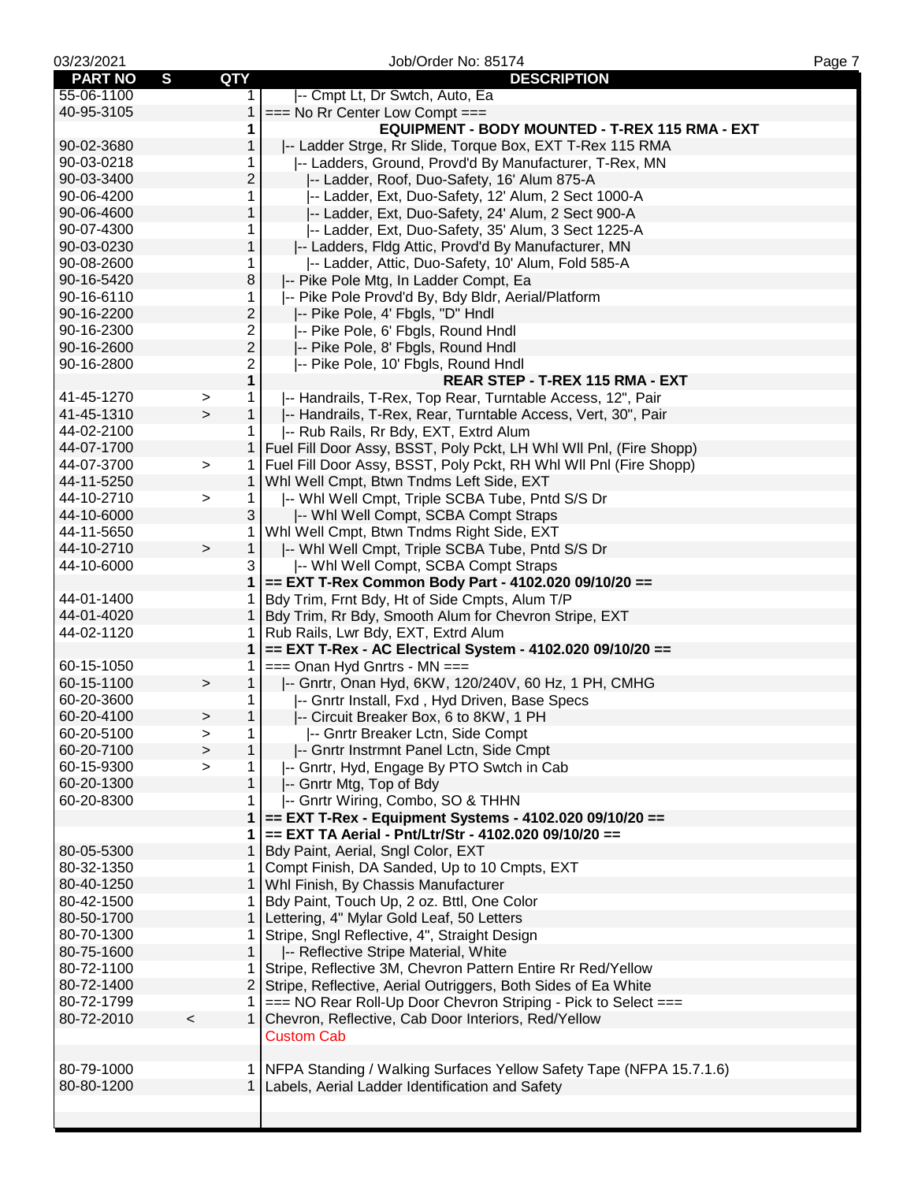| PART NO | S | QTY | DESCRIPTION |
|---|---|---|---|
| 55-06-1100 | | 1 | \|-- Cmpt Lt, Dr Swtch, Auto, Ea |
| 40-95-3105 | | 1 | === No Rr Center Low Compt === |
| | | **1** | **EQUIPMENT - BODY MOUNTED - T-REX 115 RMA - EXT** |
| 90-02-3680 | | 1 | \|-- Ladder Strge, Rr Slide, Torque Box, EXT T-Rex 115 RMA |
| 90-03-0218 | | 1 | \|-- Ladders, Ground, Provd'd By Manufacturer, T-Rex, MN |
| 90-03-3400 | | 2 | \|-- Ladder, Roof, Duo-Safety, 16' Alum 875-A |
| 90-06-4200 | | 1 | \|-- Ladder, Ext, Duo-Safety, 12' Alum, 2 Sect 1000-A |
| 90-06-4600 | | 1 | \|-- Ladder, Ext, Duo-Safety, 24' Alum, 2 Sect 900-A |
| 90-07-4300 | | 1 | \|-- Ladder, Ext, Duo-Safety, 35' Alum, 3 Sect 1225-A |
| 90-03-0230 | | 1 | \|-- Ladders, Fldg Attic, Provd'd By Manufacturer, MN |
| 90-08-2600 | | 1 | \|-- Ladder, Attic, Duo-Safety, 10' Alum, Fold 585-A |
| 90-16-5420 | | 8 | \|-- Pike Pole Mtg, In Ladder Compt, Ea |
| 90-16-6110 | | 1 | \|-- Pike Pole Provd'd By, Bdy Bldr, Aerial/Platform |
| 90-16-2200 | | 2 | \|-- Pike Pole, 4' Fbgls, "D" Hndl |
| 90-16-2300 | | 2 | \|-- Pike Pole, 6' Fbgls, Round Hndl |
| 90-16-2600 | | 2 | \|-- Pike Pole, 8' Fbgls, Round Hndl |
| 90-16-2800 | | 2 | \|-- Pike Pole, 10' Fbgls, Round Hndl |
| | | **1** | **REAR STEP - T-REX 115 RMA - EXT** |
| 41-45-1270 | > | 1 | \|-- Handrails, T-Rex, Top Rear, Turntable Access, 12", Pair |
| 41-45-1310 | > | 1 | \|-- Handrails, T-Rex, Rear, Turntable Access, Vert, 30", Pair |
| 44-02-2100 | | 1 | \|-- Rub Rails, Rr Bdy, EXT, Extrd Alum |
| 44-07-1700 | | 1 | Fuel Fill Door Assy, BSST, Poly Pckt, LH Whl Wll Pnl, (Fire Shopp) |
| 44-07-3700 | > | 1 | Fuel Fill Door Assy, BSST, Poly Pckt, RH Whl Wll Pnl (Fire Shopp) |
| 44-11-5250 | | 1 | Whl Well Cmpt, Btwn Tndms Left Side, EXT |
| 44-10-2710 | > | 1 | \|-- Whl Well Cmpt, Triple SCBA Tube, Pntd S/S Dr |
| 44-10-6000 | | 3 | \|-- Whl Well Compt, SCBA Compt Straps |
| 44-11-5650 | | 1 | Whl Well Cmpt, Btwn Tndms Right Side, EXT |
| 44-10-2710 | > | 1 | \|-- Whl Well Cmpt, Triple SCBA Tube, Pntd S/S Dr |
| 44-10-6000 | | 3 | \|-- Whl Well Compt, SCBA Compt Straps |
| | | **1** | **== EXT T-Rex Common Body Part - 4102.020 09/10/20 ==** |
| 44-01-1400 | | 1 | Bdy Trim, Frnt Bdy, Ht of Side Cmpts, Alum T/P |
| 44-01-4020 | | 1 | Bdy Trim, Rr Bdy, Smooth Alum for Chevron Stripe, EXT |
| 44-02-1120 | | 1 | Rub Rails, Lwr Bdy, EXT, Extrd Alum |
| | | **1** | **== EXT T-Rex - AC Electrical System - 4102.020 09/10/20 ==** |
| 60-15-1050 | | 1 | === Onan Hyd Gnrtrs - MN === |
| 60-15-1100 | > | 1 | \|-- Gnrtr, Onan Hyd, 6KW, 120/240V, 60 Hz, 1 PH, CMHG |
| 60-20-3600 | | 1 | \|-- Gnrtr Install, Fxd , Hyd Driven, Base Specs |
| 60-20-4100 | > | 1 | \|-- Circuit Breaker Box, 6 to 8KW, 1 PH |
| 60-20-5100 | > | 1 | \|-- Gnrtr Breaker Lctn, Side Compt |
| 60-20-7100 | > | 1 | \|-- Gnrtr Instrmnt Panel Lctn, Side Cmpt |
| 60-15-9300 | > | 1 | \|-- Gnrtr, Hyd, Engage By PTO Swtch in Cab |
| 60-20-1300 | | 1 | \|-- Gnrtr Mtg, Top of Bdy |
| 60-20-8300 | | 1 | \|-- Gnrtr Wiring, Combo, SO & THHN |
| | | **1** | **== EXT T-Rex - Equipment Systems - 4102.020 09/10/20 ==** |
| | | **1** | **== EXT TA Aerial - Pnt/Ltr/Str - 4102.020 09/10/20 ==** |
| 80-05-5300 | | 1 | Bdy Paint, Aerial, Sngl Color, EXT |
| 80-32-1350 | | 1 | Compt Finish, DA Sanded, Up to 10 Cmpts, EXT |
| 80-40-1250 | | 1 | Whl Finish, By Chassis Manufacturer |
| 80-42-1500 | | 1 | Bdy Paint, Touch Up, 2 oz. Bttl, One Color |
| 80-50-1700 | | 1 | Lettering, 4" Mylar Gold Leaf, 50 Letters |
| 80-70-1300 | | 1 | Stripe, Sngl Reflective, 4", Straight Design |
| 80-75-1600 | | 1 | \|-- Reflective Stripe Material, White |
| 80-72-1100 | | 1 | Stripe, Reflective 3M, Chevron Pattern Entire Rr Red/Yellow |
| 80-72-1400 | | 2 | Stripe, Reflective, Aerial Outriggers, Both Sides of Ea White |
| 80-72-1799 | | 1 | === NO Rear Roll-Up Door Chevron Striping - Pick to Select === |
| 80-72-2010 | < | 1 | Chevron, Reflective, Cab Door Interiors, Red/Yellow<br>Custom Cab |
| 80-79-1000 | | 1 | NFPA Standing / Walking Surfaces Yellow Safety Tape (NFPA 15.7.1.6) |
| 80-80-1200 | | 1 | Labels, Aerial Ladder Identification and Safety |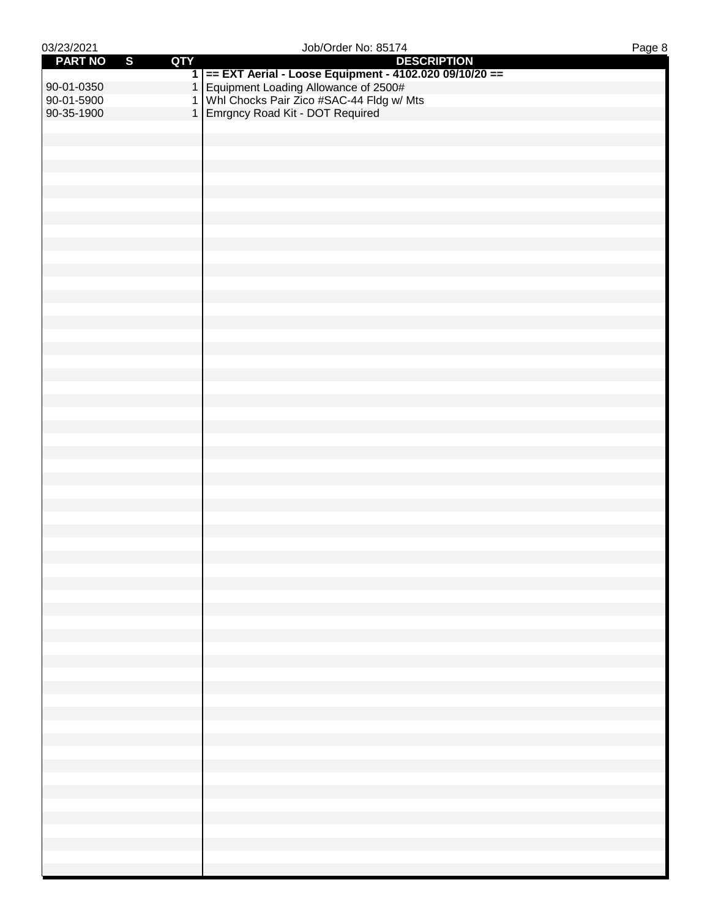| PART NO | S | QTY | DESCRIPTION |
|---|---|---|---|
| | | 1 | **== EXT Aerial - Loose Equipment - 4102.020 09/10/20 ==** |
| 90-01-0350 | | 1 | Equipment Loading Allowance of 2500# |
| 90-01-5900 | | 1 | Whl Chocks Pair Zico #SAC-44 Fldg w/ Mts |
| 90-35-1900 | | 1 | Emrgncy Road Kit - DOT Required |